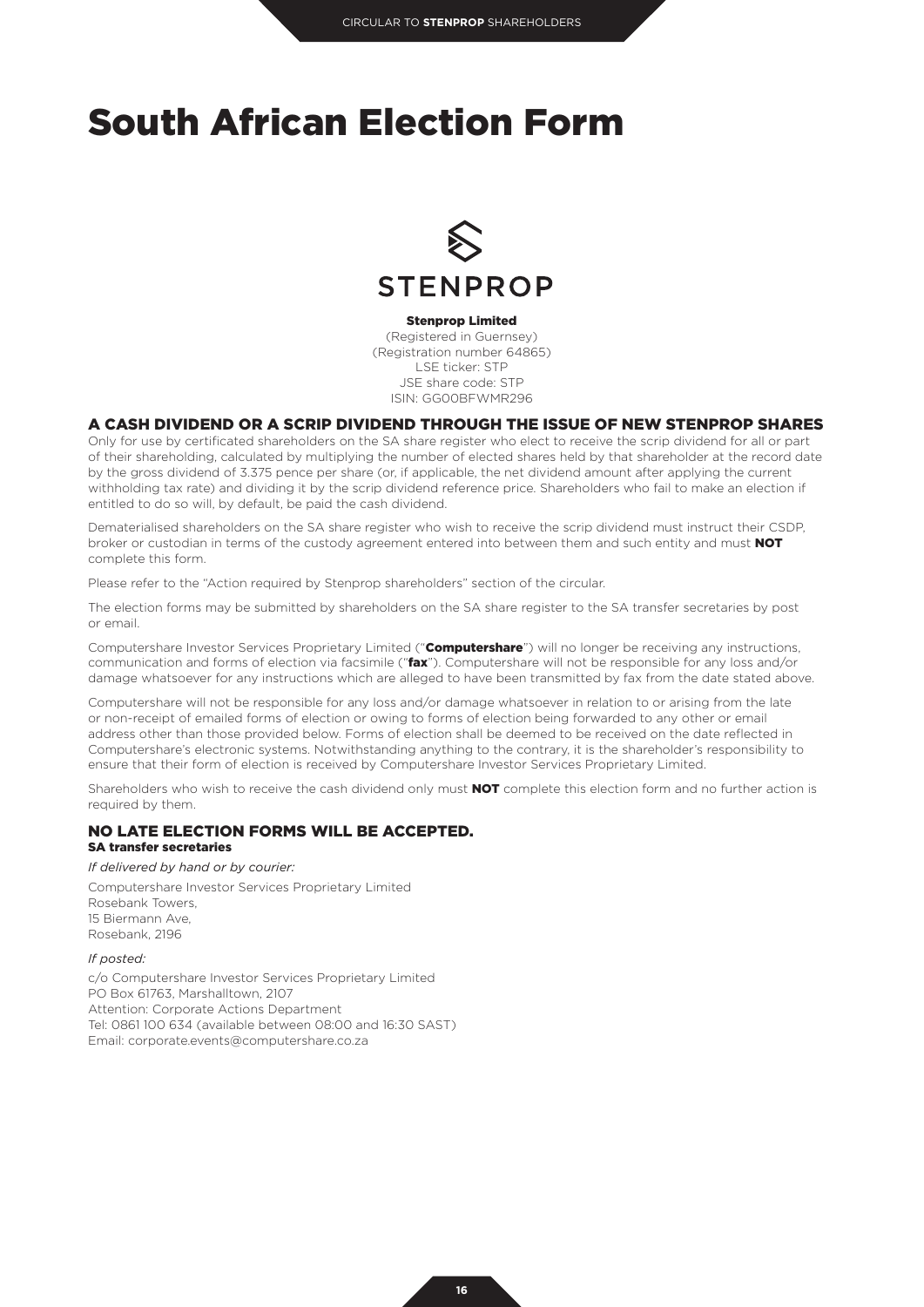# South African Election Form

STENPROP

**Stenprop Limited**
(Registered in Guernsey)
(Registration number 64865)
LSE ticker: STP
JSE share code: STP
ISIN: GG00BFWMR296

## A CASH DIVIDEND OR A SCRIP DIVIDEND THROUGH THE ISSUE OF NEW STENPROP SHARES

Only for use by certificated shareholders on the SA share register who elect to receive the scrip dividend for all or part of their shareholding, calculated by multiplying the number of elected shares held by that shareholder at the record date by the gross dividend of 3.375 pence per share (or, if applicable, the net dividend amount after applying the current withholding tax rate) and dividing it by the scrip dividend reference price. Shareholders who fail to make an election if entitled to do so will, by default, be paid the cash dividend.

Dematerialised shareholders on the SA share register who wish to receive the scrip dividend must instruct their CSDP, broker or custodian in terms of the custody agreement entered into between them and such entity and must **NOT** complete this form.

Please refer to the "Action required by Stenprop shareholders" section of the circular.

The election forms may be submitted by shareholders on the SA share register to the SA transfer secretaries by post or email.

Computershare Investor Services Proprietary Limited ("**Computershare**") will no longer be receiving any instructions, communication and forms of election via facsimile ("**fax**"). Computershare will not be responsible for any loss and/or damage whatsoever for any instructions which are alleged to have been transmitted by fax from the date stated above.

Computershare will not be responsible for any loss and/or damage whatsoever in relation to or arising from the late or non-receipt of emailed forms of election or owing to forms of election being forwarded to any other or email address other than those provided below. Forms of election shall be deemed to be received on the date reflected in Computershare's electronic systems. Notwithstanding anything to the contrary, it is the shareholder's responsibility to ensure that their form of election is received by Computershare Investor Services Proprietary Limited.

Shareholders who wish to receive the cash dividend only must **NOT** complete this election form and no further action is required by them.

## NO LATE ELECTION FORMS WILL BE ACCEPTED.

**SA transfer secretaries**

*If delivered by hand or by courier:*

Computershare Investor Services Proprietary Limited
Rosebank Towers,
15 Biermann Ave,
Rosebank, 2196

*If posted:*

c/o Computershare Investor Services Proprietary Limited
PO Box 61763, Marshalltown, 2107
Attention: Corporate Actions Department
Tel: 0861 100 634 (available between 08:00 and 16:30 SAST)
Email: corporate.events@computershare.co.za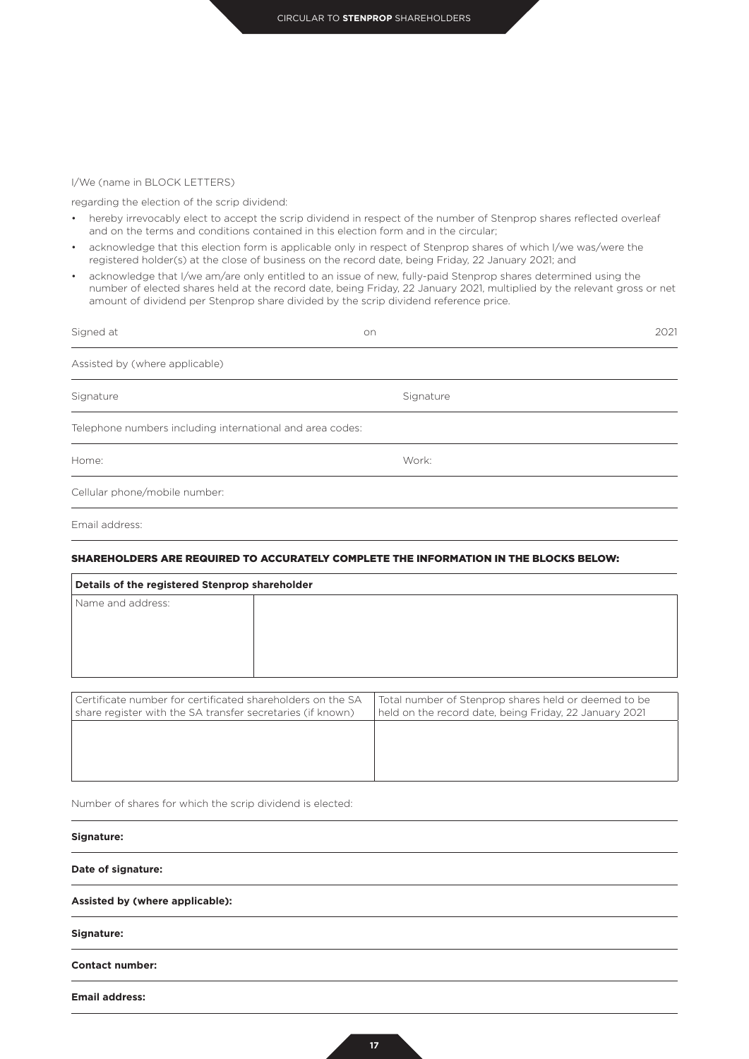I/We (name in BLOCK LETTERS)

regarding the election of the scrip dividend:

- hereby irrevocably elect to accept the scrip dividend in respect of the number of Stenprop shares reflected overleaf and on the terms and conditions contained in this election form and in the circular;
- acknowledge that this election form is applicable only in respect of Stenprop shares of which I/we was/were the registered holder(s) at the close of business on the record date, being Friday, 22 January 2021; and
- acknowledge that I/we am/are only entitled to an issue of new, fully-paid Stenprop shares determined using the number of elected shares held at the record date, being Friday, 22 January 2021, multiplied by the relevant gross or net amount of dividend per Stenprop share divided by the scrip dividend reference price.

Signed at on 2021

Assisted by (where applicable)

Signature Signature

Telephone numbers including international and area codes:

Home: Work:

Cellular phone/mobile number:

Email address:

**SHAREHOLDERS ARE REQUIRED TO ACCURATELY COMPLETE THE INFORMATION IN THE BLOCKS BELOW:**

| **Details of the registered Stenprop shareholder** | |
|---|---|
| Name and address: | |

| Certificate number for certificated shareholders on the SA share register with the SA transfer secretaries (if known) | Total number of Stenprop shares held or deemed to be held on the record date, being Friday, 22 January 2021 |
|---|---|
| | |

Number of shares for which the scrip dividend is elected:

**Signature:**

**Date of signature:**

**Assisted by (where applicable):**

**Signature:**

**Contact number:**

**Email address:**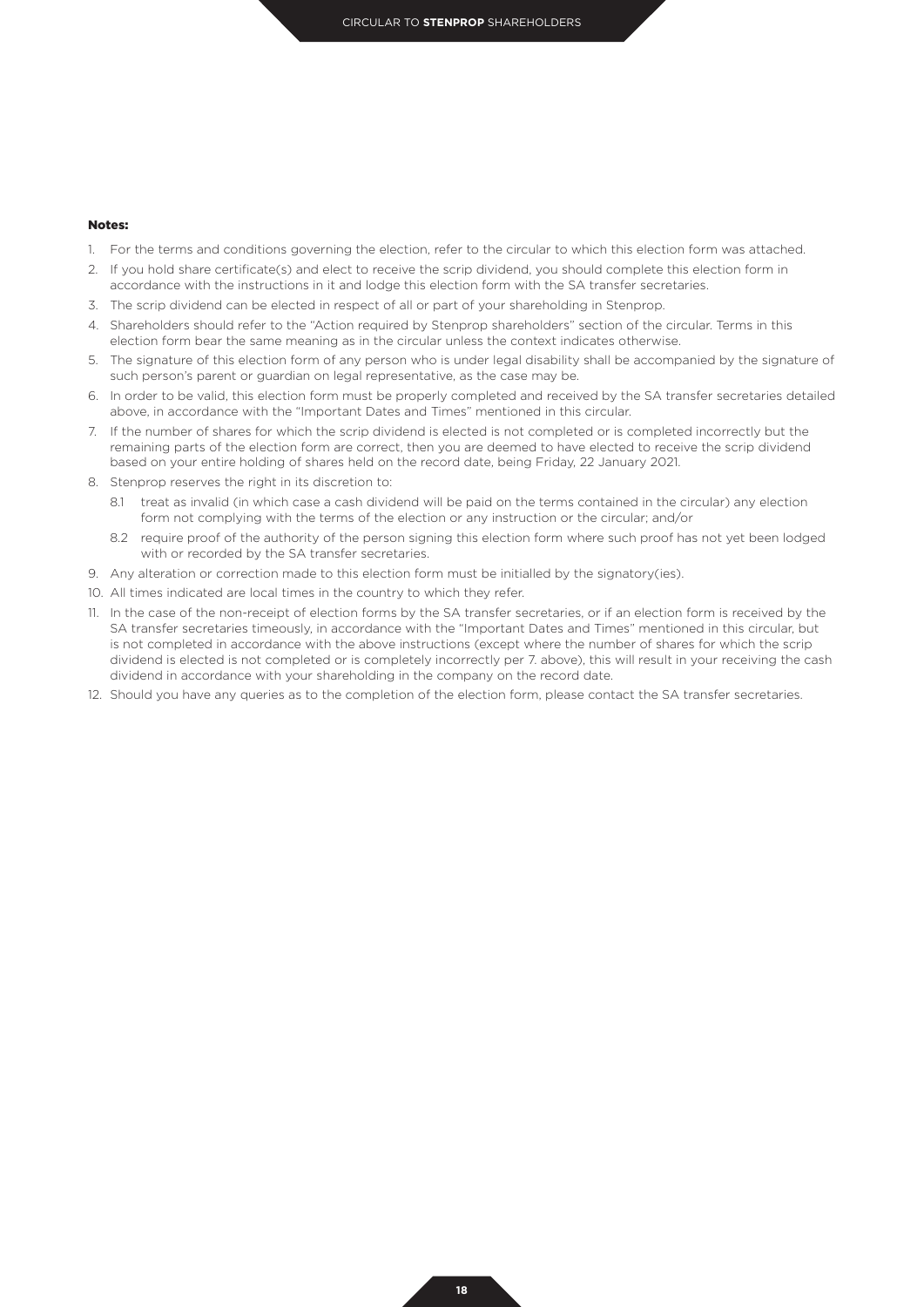**Notes:**

1. For the terms and conditions governing the election, refer to the circular to which this election form was attached.
2. If you hold share certificate(s) and elect to receive the scrip dividend, you should complete this election form in accordance with the instructions in it and lodge this election form with the SA transfer secretaries.
3. The scrip dividend can be elected in respect of all or part of your shareholding in Stenprop.
4. Shareholders should refer to the "Action required by Stenprop shareholders" section of the circular. Terms in this election form bear the same meaning as in the circular unless the context indicates otherwise.
5. The signature of this election form of any person who is under legal disability shall be accompanied by the signature of such person's parent or guardian on legal representative, as the case may be.
6. In order to be valid, this election form must be properly completed and received by the SA transfer secretaries detailed above, in accordance with the "Important Dates and Times" mentioned in this circular.
7. If the number of shares for which the scrip dividend is elected is not completed or is completed incorrectly but the remaining parts of the election form are correct, then you are deemed to have elected to receive the scrip dividend based on your entire holding of shares held on the record date, being Friday, 22 January 2021.
8. Stenprop reserves the right in its discretion to:
   8.1 treat as invalid (in which case a cash dividend will be paid on the terms contained in the circular) any election form not complying with the terms of the election or any instruction or the circular; and/or
   8.2 require proof of the authority of the person signing this election form where such proof has not yet been lodged with or recorded by the SA transfer secretaries.
9. Any alteration or correction made to this election form must be initialled by the signatory(ies).
10. All times indicated are local times in the country to which they refer.
11. In the case of the non-receipt of election forms by the SA transfer secretaries, or if an election form is received by the SA transfer secretaries timeously, in accordance with the "Important Dates and Times" mentioned in this circular, but is not completed in accordance with the above instructions (except where the number of shares for which the scrip dividend is elected is not completed or is completely incorrectly per 7. above), this will result in your receiving the cash dividend in accordance with your shareholding in the company on the record date.
12. Should you have any queries as to the completion of the election form, please contact the SA transfer secretaries.